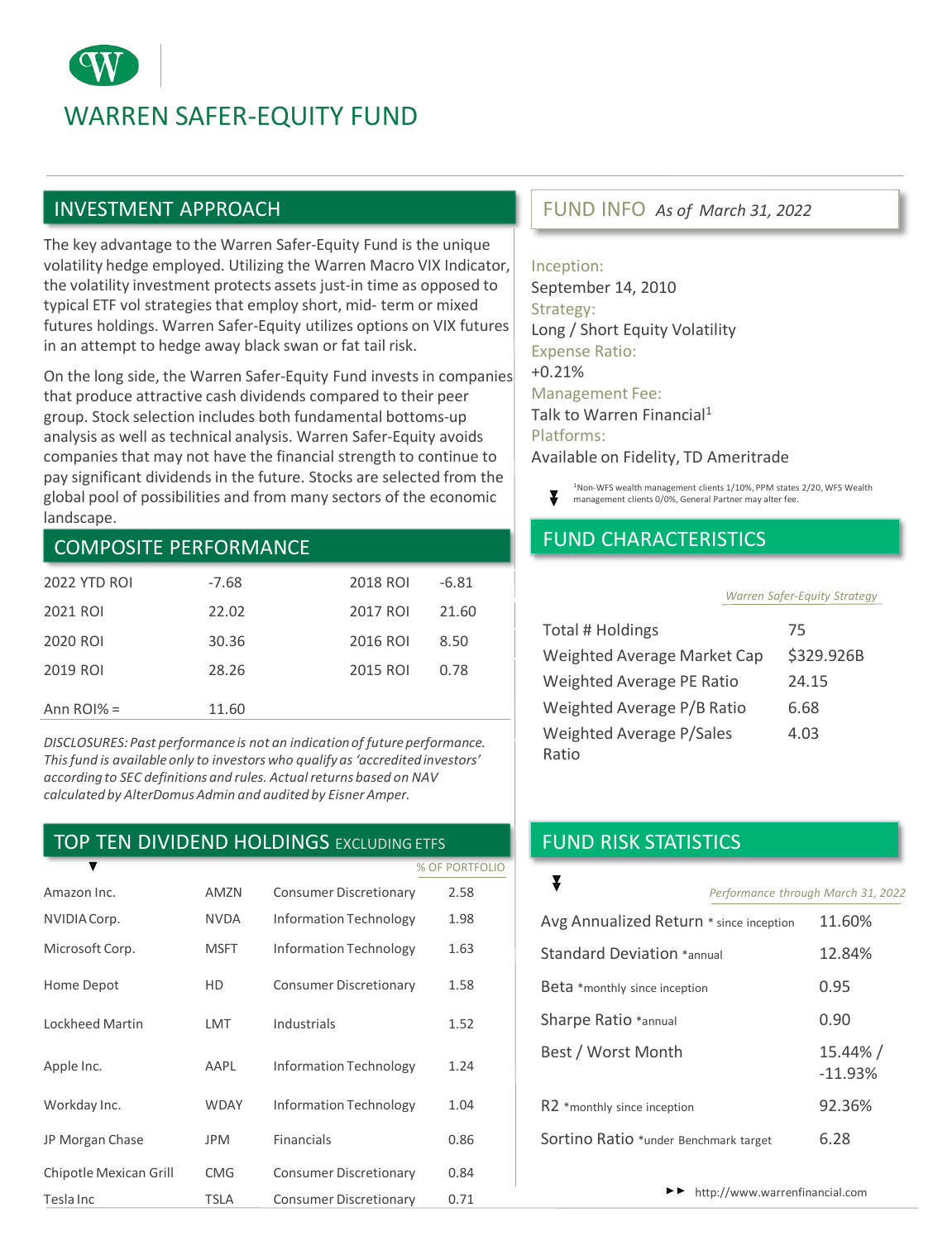# WARREN SAFER-EQUITY FUND

## INVESTMENT APPROACH

The key advantage to the Warren Safer-Equity Fund is the unique volatility hedge employed. Utilizing the Warren Macro VIX Indicator, the volatility investment protects assets just-in time as opposed to typical ETF vol strategies that employ short, mid- term or mixed futures holdings. Warren Safer-Equity utilizes options on VIX futures in an attempt to hedge away black swan or fat tail risk.

On the long side, the Warren Safer-Equity Fund invests in companies that produce attractive cash dividends compared to their peer group. Stock selection includes both fundamental bottoms-up analysis as well as technical analysis. Warren Safer-Equity avoids companies that may not have the financial strength to continue to pay significant dividends in the future. Stocks are selected from the global pool of possibilities and from many sectors of the economic landscape.

## COMPOSITE PERFORMANCE

| | | | |
|---|---|---|---|
| 2022 YTD ROI | -7.68 | 2018 ROI | -6.81 |
| 2021 ROI | 22.02 | 2017 ROI | 21.60 |
| 2020 ROI | 30.36 | 2016 ROI | 8.50 |
| 2019 ROI | 28.26 | 2015 ROI | 0.78 |
| Ann ROI% = | 11.60 | | |

*DISCLOSURES: Past performance is not an indication of future performance. This fund is available only to investors who qualify as 'accredited investors' according to SEC definitions and rules. Actual returns based on NAV calculated by AlterDomus Admin and audited by Eisner Amper.*

## TOP TEN DIVIDEND HOLDINGS EXCLUDING ETFS

| | | | % OF PORTFOLIO |
|---|---|---|---|
| Amazon Inc. | AMZN | Consumer Discretionary | 2.58 |
| NVIDIA Corp. | NVDA | Information Technology | 1.98 |
| Microsoft Corp. | MSFT | Information Technology | 1.63 |
| Home Depot | HD | Consumer Discretionary | 1.58 |
| Lockheed Martin | LMT | Industrials | 1.52 |
| Apple Inc. | AAPL | Information Technology | 1.24 |
| Workday Inc. | WDAY | Information Technology | 1.04 |
| JP Morgan Chase | JPM | Financials | 0.86 |
| Chipotle Mexican Grill | CMG | Consumer Discretionary | 0.84 |
| Tesla Inc | TSLA | Consumer Discretionary | 0.71 |

## FUND INFO *As of March 31, 2022*

Inception:
September 14, 2010

Strategy:
Long / Short Equity Volatility

Expense Ratio:
+0.21%

Management Fee:
Talk to Warren Financial[1]

Platforms:
Available on Fidelity, TD Ameritrade

[1]Non-WFS wealth management clients 1/10%, PPM states 2/20, WFS Wealth management clients 0/0%, General Partner may alter fee.

## FUND CHARACTERISTICS

| | *Warren Safer-Equity Strategy* |
|---|---|
| Total # Holdings | 75 |
| Weighted Average Market Cap | $329.926B |
| Weighted Average PE Ratio | 24.15 |
| Weighted Average P/B Ratio | 6.68 |
| Weighted Average P/Sales Ratio | 4.03 |

## FUND RISK STATISTICS

| | *Performance through March 31, 2022* |
|---|---|
| Avg Annualized Return * since inception | 11.60% |
| Standard Deviation *annual | 12.84% |
| Beta *monthly since inception | 0.95 |
| Sharpe Ratio *annual | 0.90 |
| Best / Worst Month | 15.44% / -11.93% |
| R2 *monthly since inception | 92.36% |
| Sortino Ratio *under Benchmark target | 6.28 |

http://www.warrenfinancial.com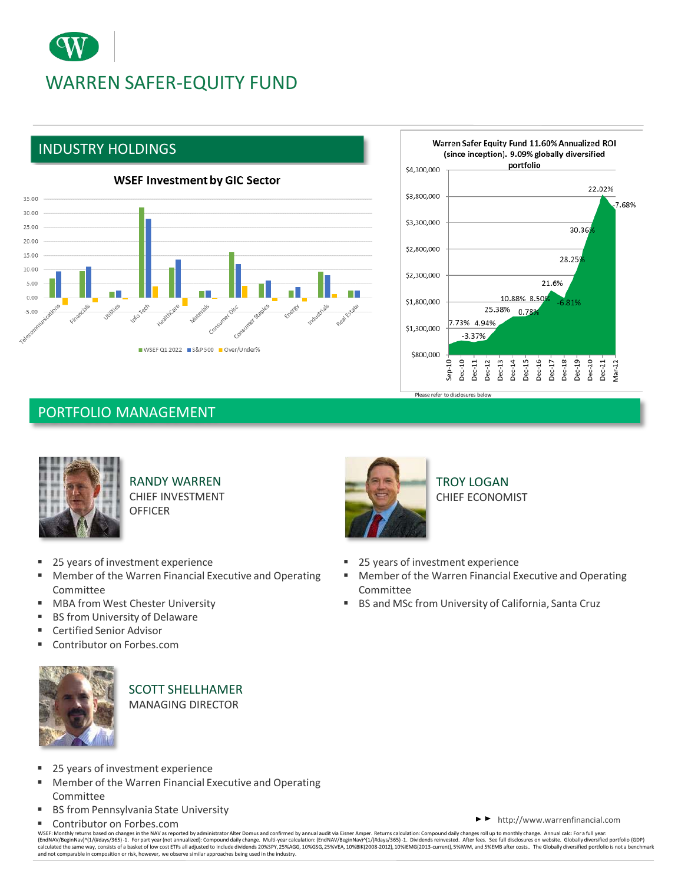# WARREN SAFER-EQUITY FUND

## INDUSTRY HOLDINGS

**WSEF Investment by GIC Sector**

35.00
30.00
25.00
20.00
15.00
10.00
5.00
0.00
-5.00

Telecommunications, Financials, Utilities, Info Tech, HealthCare, Materials, Consumer Disc, Consumer Staples, Energy, Industrials, Real Estate

WSEF Q1 2022 · S&P 500 · Over/Under%

**Warren Safer Equity Fund 11.60% Annualized ROI (since inception). 9.09% globally diversified portfolio**

$4,300,000
$3,800,000
$3,300,000
$2,800,000
$2,300,000
$1,800,000
$1,300,000
$800,000

22.02%
-7.68%
30.36%
28.25%
21.6%
10.88% 8.50%
-6.81%
25.38%
0.78%
7.73% 4.94%
-3.37%

Sep-10, Dec-10, Dec-11, Dec-12, Dec-13, Dec-14, Dec-15, Dec-16, Dec-17, Dec-18, Dec-19, Dec-20, Dec-21, Mar-22

Please refer to disclosures below

## PORTFOLIO MANAGEMENT

### RANDY WARREN
CHIEF INVESTMENT OFFICER

- 25 years of investment experience
- Member of the Warren Financial Executive and Operating Committee
- MBA from West Chester University
- BS from University of Delaware
- Certified Senior Advisor
- Contributor on Forbes.com

### TROY LOGAN
CHIEF ECONOMIST

- 25 years of investment experience
- Member of the Warren Financial Executive and Operating Committee
- BS and MSc from University of California, Santa Cruz

### SCOTT SHELLHAMER
MANAGING DIRECTOR

- 25 years of investment experience
- Member of the Warren Financial Executive and Operating Committee
- BS from Pennsylvania State University
- Contributor on Forbes.com

►► http://www.warrenfinancial.com

WSEF: Monthly returns based on changes in the NAV as reported by administrator Alter Domus and confirmed by annual audit via Eisner Amper. Returns calculation: Compound daily changes roll up to monthly change. Annual calc: For a full year: (EndNAV/BeginNav)^(1/(#days/365)-1. For part year (not annualized): Compound daily change. Multi-year calculation: (EndNAV/BeginNav)^(1/(#days/365)-1. Dividends reinvested. After fees. See full disclosures on website. Globally diversified portfolio (GDP) calculated the same way, consists of a basket of low cost ETFs all adjusted to include dividends 20%SPY, 25%AGG, 10%GSG, 25%VEA, 10%BIK(2008-2012), 10%IEMG(2013-current), 5%IWM, and 5%EMB after costs.. The Globally diversified portfolio is not a benchmark and not comparable in composition or risk, however, we observe similar approaches being used in the industry.